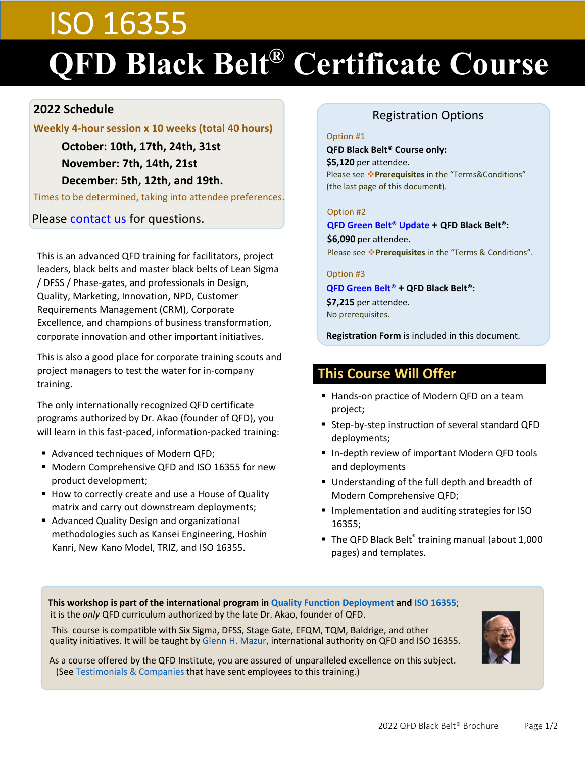# ISO 16355

# QFD Black Belt® Certificate Course

## 2022 Schedule

**Weekly 4-hour session x 10 weeks (total 40 hours)**

**October: 10th, 17th, 24th, 31st**

**November: 7th, 14th, 21st**

**December: 5th, 12th, and 19th.**

Times to be determined, taking into attendee preferences.

Please contact us for questions.

This is an advanced QFD training for facilitators, project leaders, black belts and master black belts of Lean Sigma / DFSS / Phase-gates, and professionals in Design, Quality, Marketing, Innovation, NPD, Customer Requirements Management (CRM), Corporate Excellence, and champions of business transformation, corporate innovation and other important initiatives.

This is also a good place for corporate training scouts and project managers to test the water for in-company training.

The only internationally recognized QFD certificate programs authorized by Dr. Akao (founder of QFD), you will learn in this fast-paced, information-packed training:

- Advanced techniques of Modern QFD;
- Modern Comprehensive QFD and ISO 16355 for new product development;
- How to correctly create and use a House of Quality matrix and carry out downstream deployments;
- Advanced Quality Design and organizational methodologies such as Kansei Engineering, Hoshin Kanri, New Kano Model, TRIZ, and ISO 16355.

## Registration Options

Option #1

**QFD Black Belt® Course only:**

**$5,120** per attendee.

Please see ❖**Prerequisites** in the "Terms&Conditions" (the last page of this document).

Option #2

**QFD Green Belt® Update + QFD Black Belt®:**

**$6,090** per attendee.

Please see ❖**Prerequisites** in the "Terms & Conditions".

Option #3

**QFD Green Belt® + QFD Black Belt®:**

**$7,215** per attendee.

No prerequisites.

**Registration Form** is included in this document.

## This Course Will Offer

- Hands-on practice of Modern QFD on a team project;
- Step-by-step instruction of several standard QFD deployments;
- In-depth review of important Modern QFD tools and deployments
- Understanding of the full depth and breadth of Modern Comprehensive QFD;
- Implementation and auditing strategies for ISO 16355;
- The QFD Black Belt® training manual (about 1,000 pages) and templates.

**This workshop is part of the international program in Quality Function Deployment and ISO 16355**; it is the *only* QFD curriculum authorized by the late Dr. Akao, founder of QFD.

This course is compatible with Six Sigma, DFSS, Stage Gate, EFQM, TQM, Baldrige, and other quality initiatives. It will be taught by Glenn H. Mazur, international authority on QFD and ISO 16355.

As a course offered by the QFD Institute, you are assured of unparalleled excellence on this subject. (See Testimonials & Companies that have sent employees to this training.)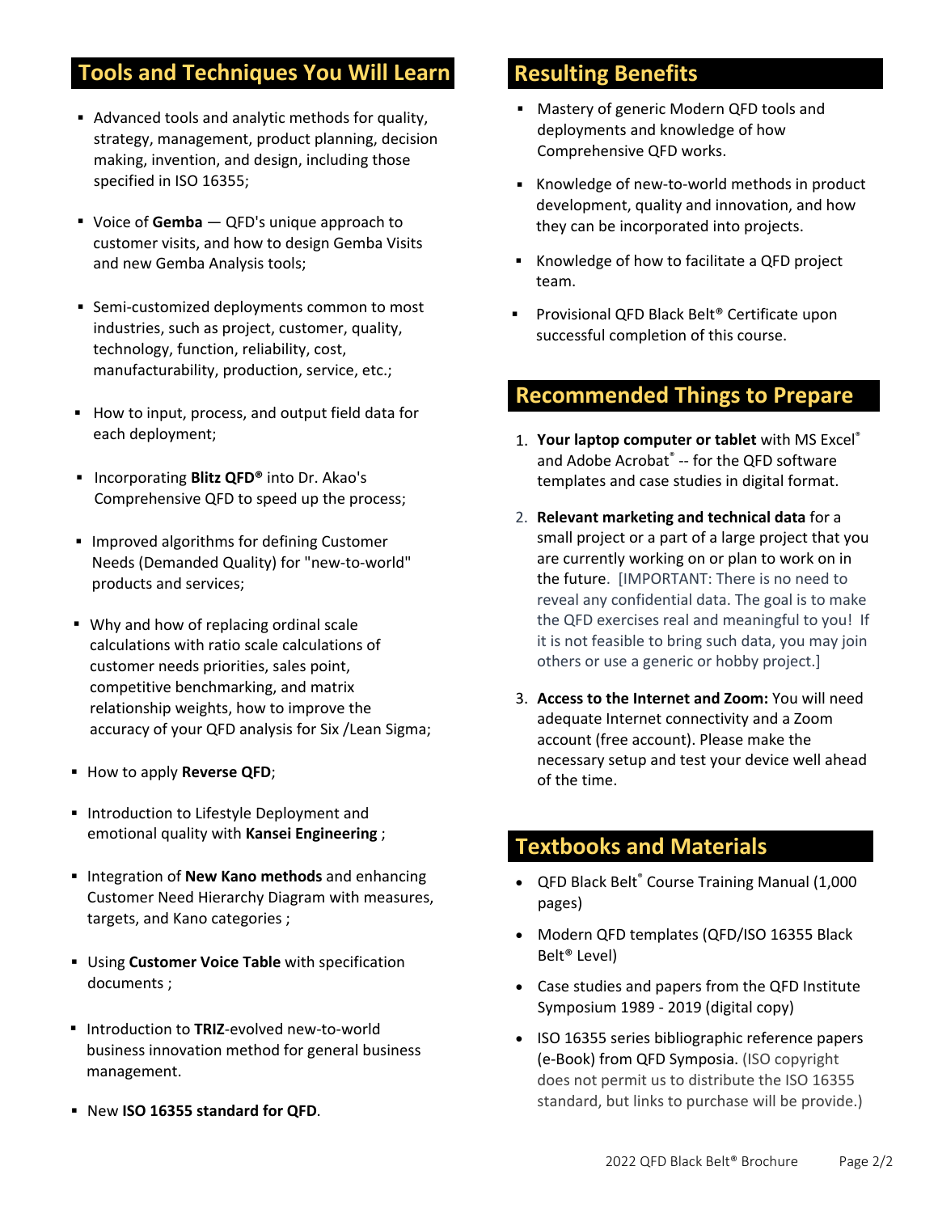## Tools and Techniques You Will Learn

- Advanced tools and analytic methods for quality, strategy, management, product planning, decision making, invention, and design, including those specified in ISO 16355;
- Voice of **Gemba** — QFD's unique approach to customer visits, and how to design Gemba Visits and new Gemba Analysis tools;
- Semi-customized deployments common to most industries, such as project, customer, quality, technology, function, reliability, cost, manufacturability, production, service, etc.;
- How to input, process, and output field data for each deployment;
- Incorporating **Blitz QFD®** into Dr. Akao's Comprehensive QFD to speed up the process;
- Improved algorithms for defining Customer Needs (Demanded Quality) for "new-to-world" products and services;
- Why and how of replacing ordinal scale calculations with ratio scale calculations of customer needs priorities, sales point, competitive benchmarking, and matrix relationship weights, how to improve the accuracy of your QFD analysis for Six /Lean Sigma;
- How to apply **Reverse QFD**;
- Introduction to Lifestyle Deployment and emotional quality with **Kansei Engineering** ;
- Integration of **New Kano methods** and enhancing Customer Need Hierarchy Diagram with measures, targets, and Kano categories ;
- Using **Customer Voice Table** with specification documents ;
- Introduction to **TRIZ**-evolved new-to-world business innovation method for general business management.
- New **ISO 16355 standard for QFD**.

## Resulting Benefits

- Mastery of generic Modern QFD tools and deployments and knowledge of how Comprehensive QFD works.
- Knowledge of new-to-world methods in product development, quality and innovation, and how they can be incorporated into projects.
- Knowledge of how to facilitate a QFD project team.
- Provisional QFD Black Belt® Certificate upon successful completion of this course.

## Recommended Things to Prepare

1. **Your laptop computer or tablet** with MS Excel® and Adobe Acrobat® -- for the QFD software templates and case studies in digital format.
2. **Relevant marketing and technical data** for a small project or a part of a large project that you are currently working on or plan to work on in the future. [IMPORTANT: There is no need to reveal any confidential data. The goal is to make the QFD exercises real and meaningful to you! If it is not feasible to bring such data, you may join others or use a generic or hobby project.]
3. **Access to the Internet and Zoom:** You will need adequate Internet connectivity and a Zoom account (free account). Please make the necessary setup and test your device well ahead of the time.

## Textbooks and Materials

- QFD Black Belt® Course Training Manual (1,000 pages)
- Modern QFD templates (QFD/ISO 16355 Black Belt® Level)
- Case studies and papers from the QFD Institute Symposium 1989 - 2019 (digital copy)
- ISO 16355 series bibliographic reference papers (e-Book) from QFD Symposia. (ISO copyright does not permit us to distribute the ISO 16355 standard, but links to purchase will be provide.)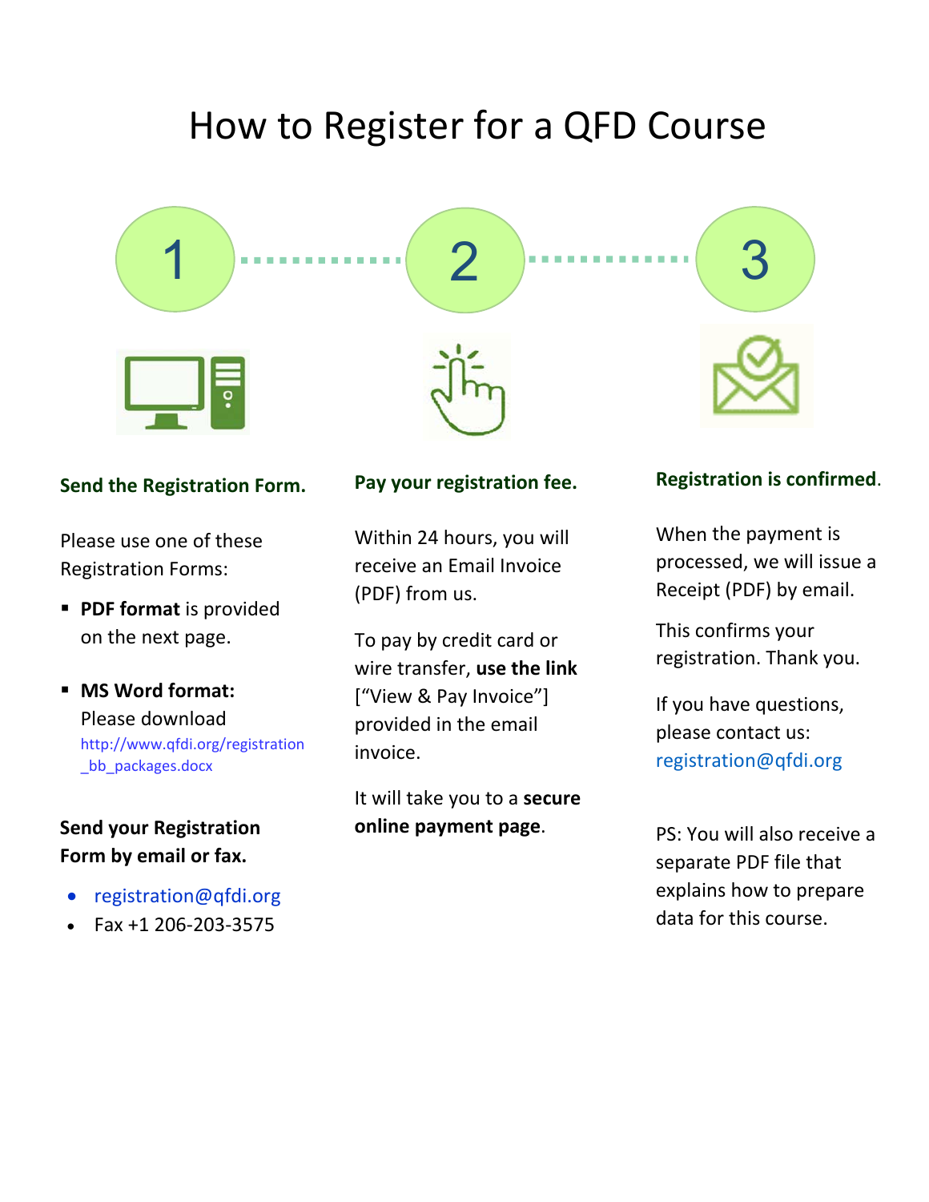# How to Register for a QFD Course

## 1

### Send the Registration Form.

Please use one of these Registration Forms:

- **PDF format** is provided on the next page.
- **MS Word format:** Please download http://www.qfdi.org/registration_bb_packages.docx

**Send your Registration Form by email or fax.**

- registration@qfdi.org
- Fax +1 206-203-3575

## 2

### Pay your registration fee.

Within 24 hours, you will receive an Email Invoice (PDF) from us.

To pay by credit card or wire transfer, **use the link** ["View & Pay Invoice"] provided in the email invoice.

It will take you to a **secure online payment page**.

## 3

### Registration is confirmed.

When the payment is processed, we will issue a Receipt (PDF) by email.

This confirms your registration. Thank you.

If you have questions, please contact us: registration@qfdi.org

PS: You will also receive a separate PDF file that explains how to prepare data for this course.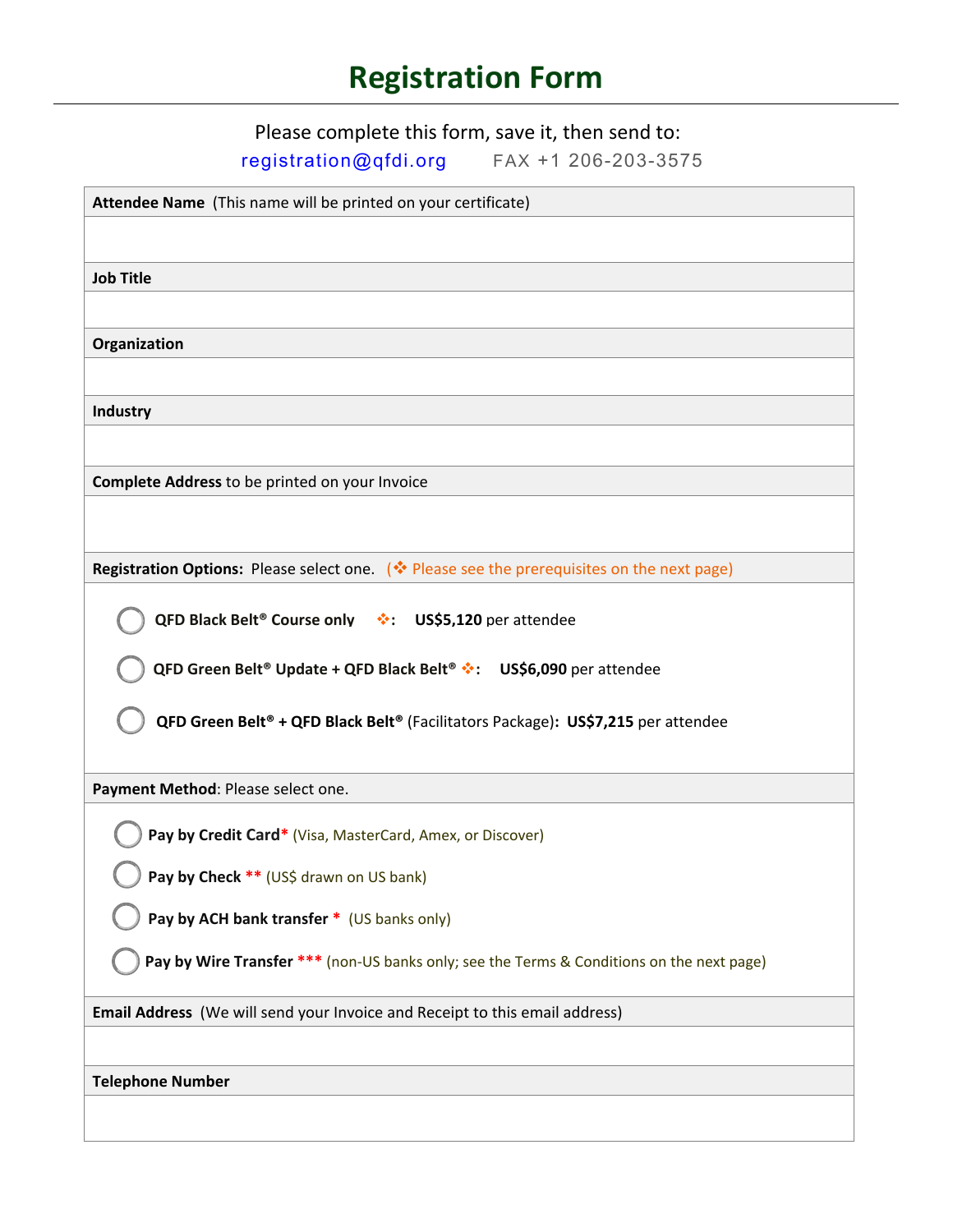# Registration Form

Please complete this form, save it, then send to:

registration@qfdi.org FAX +1 206-203-3575

**Attendee Name** (This name will be printed on your certificate)

**Job Title**

**Organization**

**Industry**

**Complete Address** to be printed on your Invoice

**Registration Options:** Please select one. (❖ Please see the prerequisites on the next page)

- ◯ **QFD Black Belt® Course only** ❖**:** **US$5,120** per attendee
- ◯ **QFD Green Belt® Update + QFD Black Belt®** ❖**:** **US$6,090** per attendee
- ◯ **QFD Green Belt® + QFD Black Belt®** (Facilitators Package)**:** **US$7,215** per attendee

**Payment Method**: Please select one.

- ◯ **Pay by Credit Card*** (Visa, MasterCard, Amex, or Discover)
- ◯ **Pay by Check **** (US$ drawn on US bank)
- ◯ **Pay by ACH bank transfer *** (US banks only)
- ◯ **Pay by Wire Transfer ***** (non-US banks only; see the Terms & Conditions on the next page)

**Email Address** (We will send your Invoice and Receipt to this email address)

**Telephone Number**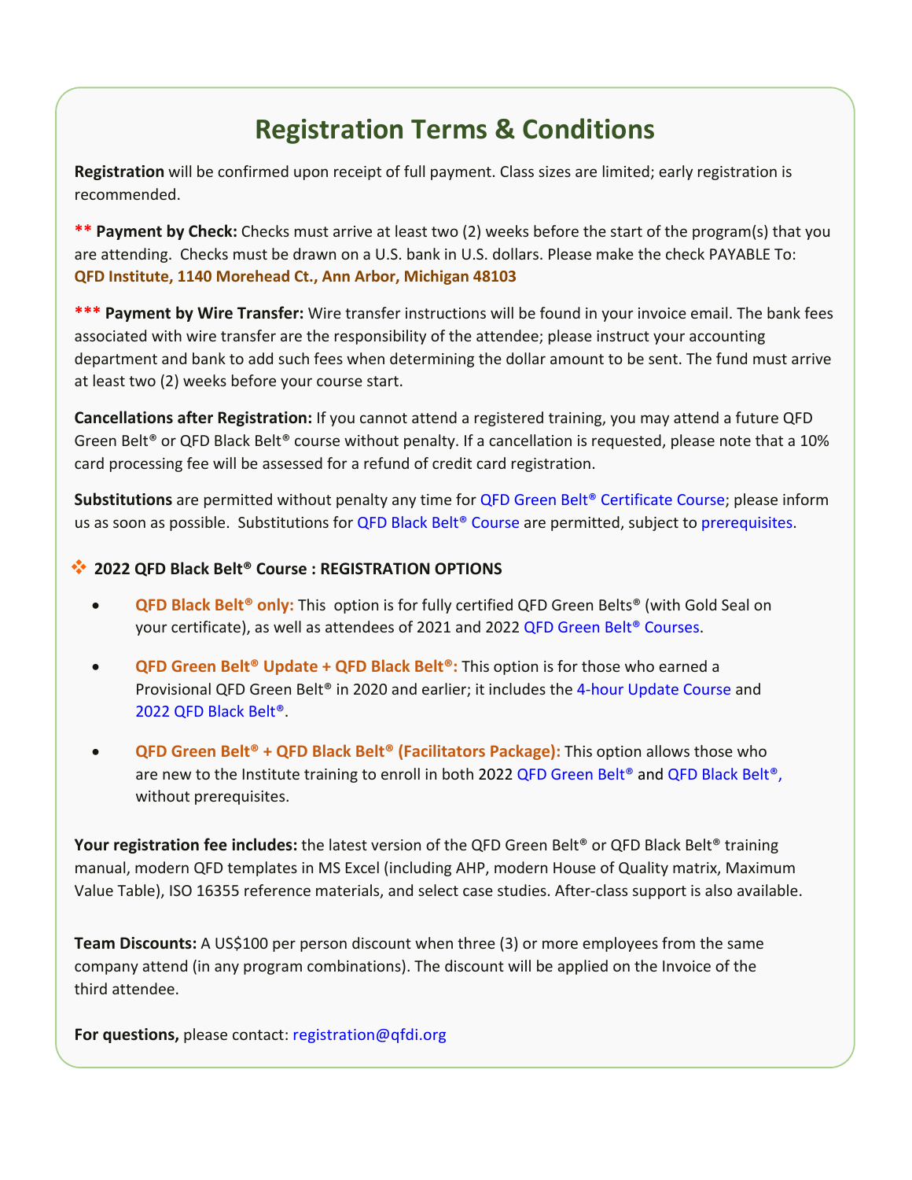# Registration Terms & Conditions

**Registration** will be confirmed upon receipt of full payment. Class sizes are limited; early registration is recommended.

**\*\* Payment by Check:** Checks must arrive at least two (2) weeks before the start of the program(s) that you are attending. Checks must be drawn on a U.S. bank in U.S. dollars. Please make the check PAYABLE To: **QFD Institute, 1140 Morehead Ct., Ann Arbor, Michigan 48103**

**\*\*\* Payment by Wire Transfer:** Wire transfer instructions will be found in your invoice email. The bank fees associated with wire transfer are the responsibility of the attendee; please instruct your accounting department and bank to add such fees when determining the dollar amount to be sent. The fund must arrive at least two (2) weeks before your course start.

**Cancellations after Registration:** If you cannot attend a registered training, you may attend a future QFD Green Belt® or QFD Black Belt® course without penalty. If a cancellation is requested, please note that a 10% card processing fee will be assessed for a refund of credit card registration.

**Substitutions** are permitted without penalty any time for QFD Green Belt® Certificate Course; please inform us as soon as possible. Substitutions for QFD Black Belt® Course are permitted, subject to prerequisites.

### ❖ 2022 QFD Black Belt® Course : REGISTRATION OPTIONS

- **QFD Black Belt® only:** This option is for fully certified QFD Green Belts® (with Gold Seal on your certificate), as well as attendees of 2021 and 2022 QFD Green Belt® Courses.
- **QFD Green Belt® Update + QFD Black Belt®:** This option is for those who earned a Provisional QFD Green Belt® in 2020 and earlier; it includes the 4-hour Update Course and 2022 QFD Black Belt®.
- **QFD Green Belt® + QFD Black Belt® (Facilitators Package):** This option allows those who are new to the Institute training to enroll in both 2022 QFD Green Belt® and QFD Black Belt®, without prerequisites.

**Your registration fee includes:** the latest version of the QFD Green Belt® or QFD Black Belt® training manual, modern QFD templates in MS Excel (including AHP, modern House of Quality matrix, Maximum Value Table), ISO 16355 reference materials, and select case studies. After-class support is also available.

**Team Discounts:** A US$100 per person discount when three (3) or more employees from the same company attend (in any program combinations). The discount will be applied on the Invoice of the third attendee.

**For questions,** please contact: registration@qfdi.org